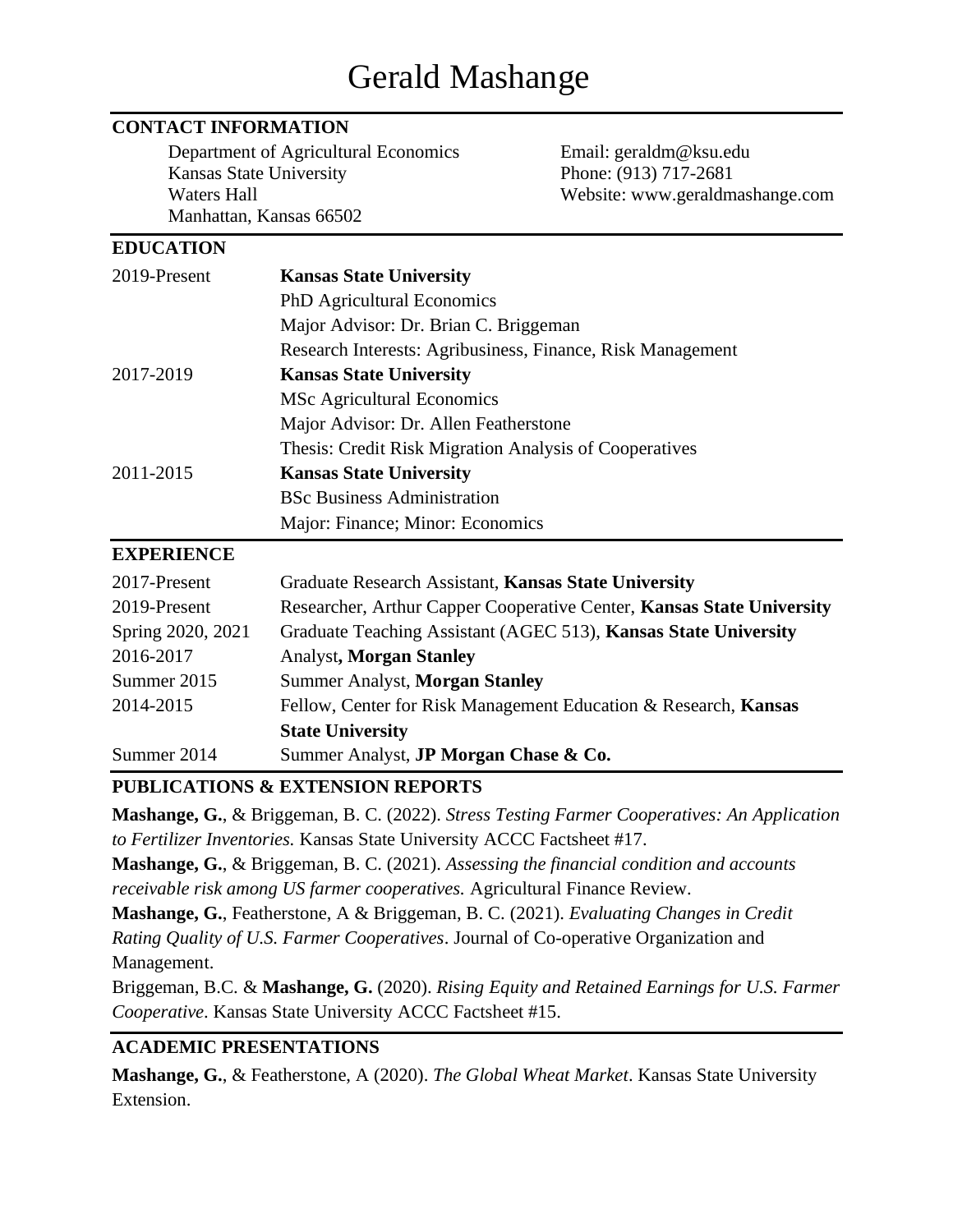# Gerald Mashange

## CONTACT INFORMATION

Department of Agricultural Economics
Kansas State University
Waters Hall
Manhattan, Kansas 66502

Email: geraldm@ksu.edu
Phone: (913) 717-2681
Website: www.geraldmashange.com

## EDUCATION

| | |
|---|---|
| 2019-Present | **Kansas State University** |
| | PhD Agricultural Economics |
| | Major Advisor: Dr. Brian C. Briggeman |
| | Research Interests: Agribusiness, Finance, Risk Management |
| 2017-2019 | **Kansas State University** |
| | MSc Agricultural Economics |
| | Major Advisor: Dr. Allen Featherstone |
| | Thesis: Credit Risk Migration Analysis of Cooperatives |
| 2011-2015 | **Kansas State University** |
| | BSc Business Administration |
| | Major: Finance; Minor: Economics |

## EXPERIENCE

| | |
|---|---|
| 2017-Present | Graduate Research Assistant, **Kansas State University** |
| 2019-Present | Researcher, Arthur Capper Cooperative Center, **Kansas State University** |
| Spring 2020, 2021 | Graduate Teaching Assistant (AGEC 513), **Kansas State University** |
| 2016-2017 | Analyst**, Morgan Stanley** |
| Summer 2015 | Summer Analyst, **Morgan Stanley** |
| 2014-2015 | Fellow, Center for Risk Management Education & Research, **Kansas State University** |
| Summer 2014 | Summer Analyst, **JP Morgan Chase & Co.** |

## PUBLICATIONS & EXTENSION REPORTS

**Mashange, G.**, & Briggeman, B. C. (2022). *Stress Testing Farmer Cooperatives: An Application to Fertilizer Inventories.* Kansas State University ACCC Factsheet #17.

**Mashange, G.**, & Briggeman, B. C. (2021). *Assessing the financial condition and accounts receivable risk among US farmer cooperatives.* Agricultural Finance Review.

**Mashange, G.**, Featherstone, A & Briggeman, B. C. (2021). *Evaluating Changes in Credit Rating Quality of U.S. Farmer Cooperatives*. Journal of Co-operative Organization and Management.

Briggeman, B.C. & **Mashange, G.** (2020). *Rising Equity and Retained Earnings for U.S. Farmer Cooperative*. Kansas State University ACCC Factsheet #15.

## ACADEMIC PRESENTATIONS

**Mashange, G.**, & Featherstone, A (2020). *The Global Wheat Market*. Kansas State University Extension.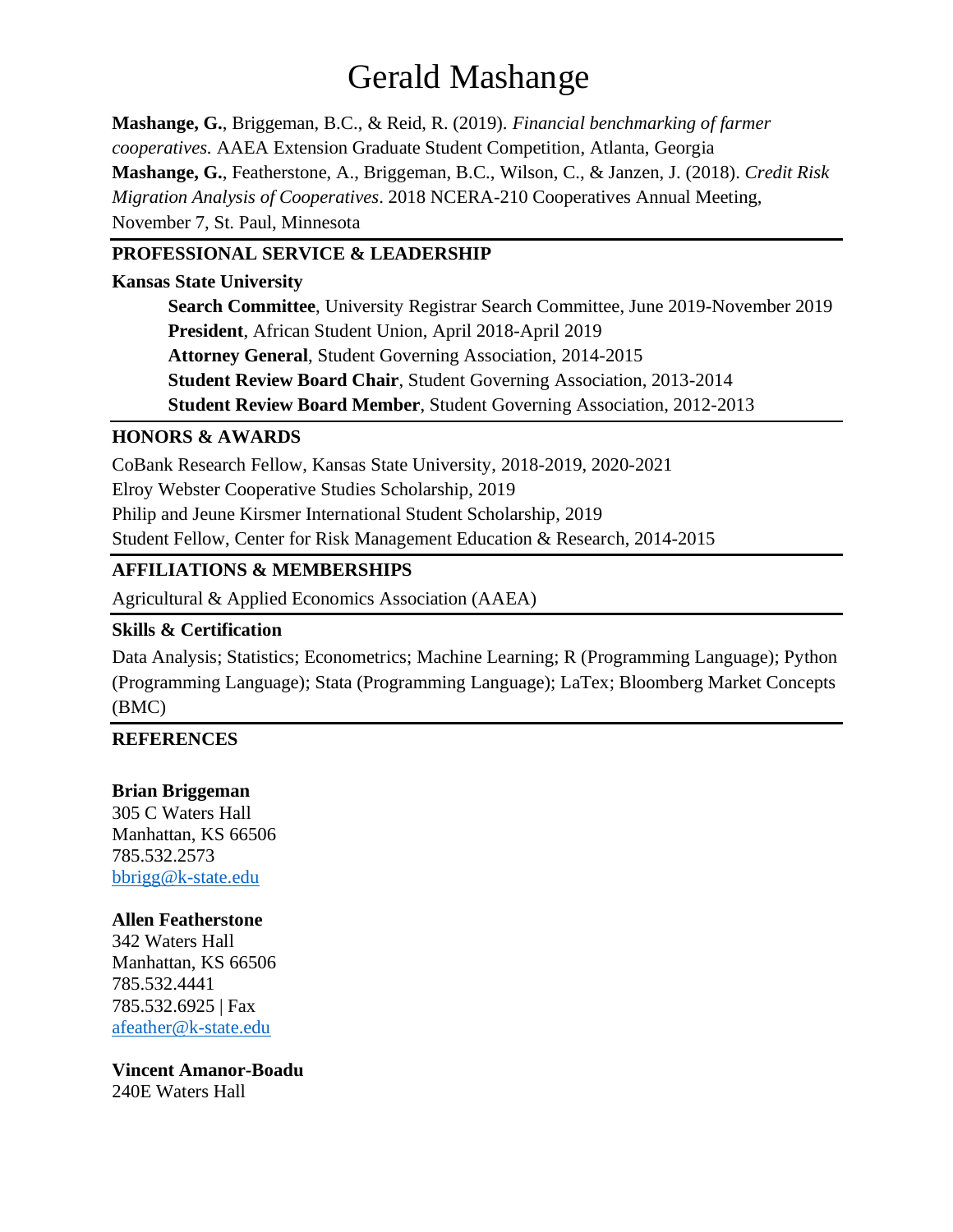# Gerald Mashange

**Mashange, G.**, Briggeman, B.C., & Reid, R. (2019). *Financial benchmarking of farmer cooperatives.* AAEA Extension Graduate Student Competition, Atlanta, Georgia

**Mashange, G.**, Featherstone, A., Briggeman, B.C., Wilson, C., & Janzen, J. (2018). *Credit Risk Migration Analysis of Cooperatives*. 2018 NCERA-210 Cooperatives Annual Meeting, November 7, St. Paul, Minnesota

## PROFESSIONAL SERVICE & LEADERSHIP

**Kansas State University**

**Search Committee**, University Registrar Search Committee, June 2019-November 2019
**President**, African Student Union, April 2018-April 2019
**Attorney General**, Student Governing Association, 2014-2015
**Student Review Board Chair**, Student Governing Association, 2013-2014
**Student Review Board Member**, Student Governing Association, 2012-2013

## HONORS & AWARDS

CoBank Research Fellow, Kansas State University, 2018-2019, 2020-2021
Elroy Webster Cooperative Studies Scholarship, 2019
Philip and Jeune Kirsmer International Student Scholarship, 2019
Student Fellow, Center for Risk Management Education & Research, 2014-2015

## AFFILIATIONS & MEMBERSHIPS

Agricultural & Applied Economics Association (AAEA)

## Skills & Certification

Data Analysis; Statistics; Econometrics; Machine Learning; R (Programming Language); Python (Programming Language); Stata (Programming Language); LaTex; Bloomberg Market Concepts (BMC)

## REFERENCES

**Brian Briggeman**
305 C Waters Hall
Manhattan, KS 66506
785.532.2573
bbrigg@k-state.edu

**Allen Featherstone**
342 Waters Hall
Manhattan, KS 66506
785.532.4441
785.532.6925 | Fax
afeather@k-state.edu

**Vincent Amanor-Boadu**
240E Waters Hall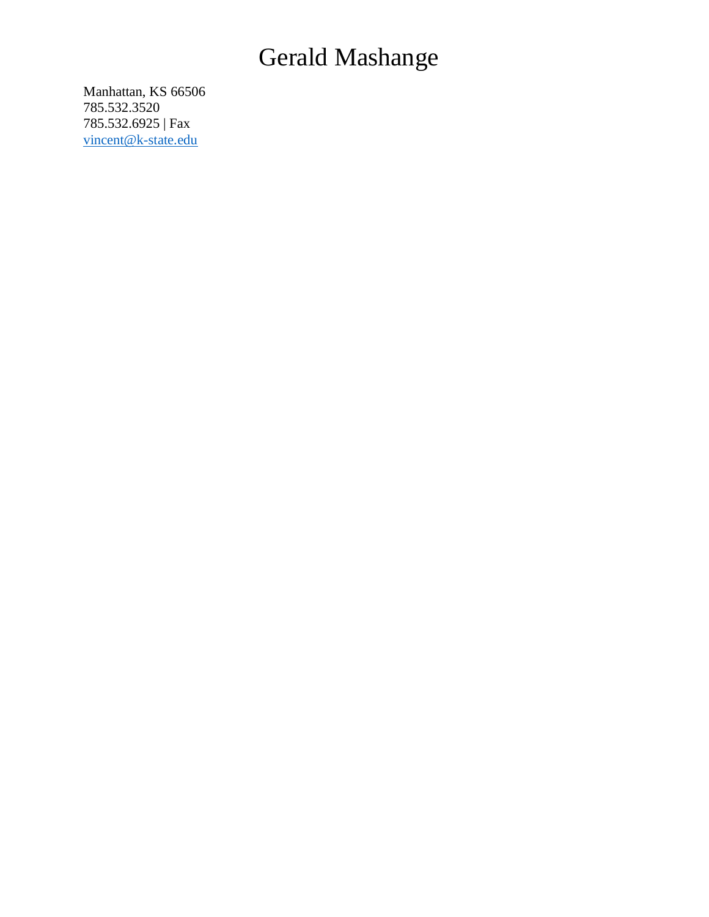# Gerald Mashange

Manhattan, KS 66506
785.532.3520
785.532.6925 | Fax
vincent@k-state.edu